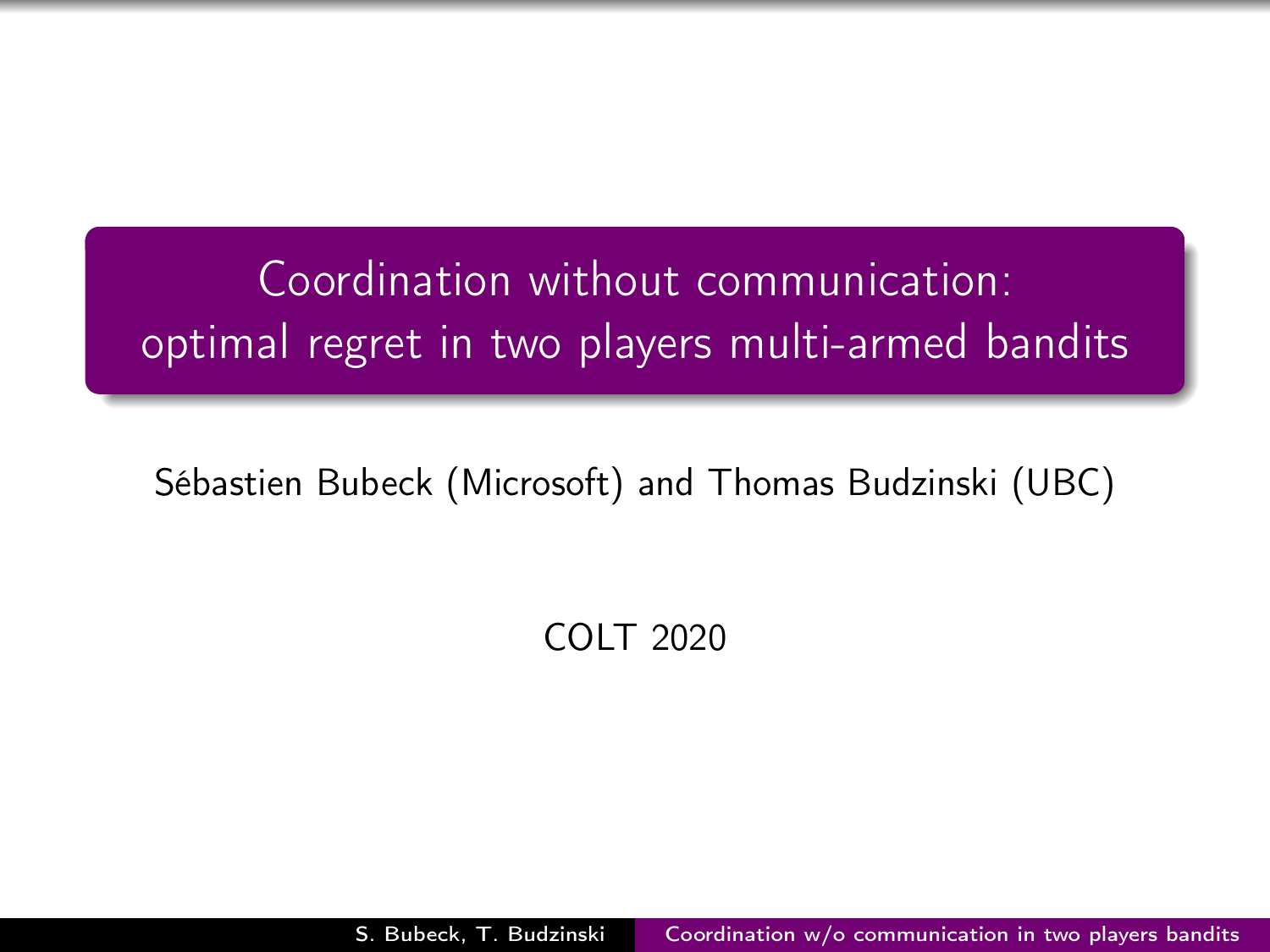# Coordination without communication: optimal regret in two players multi-armed bandits

Sébastien Bubeck (Microsoft) and Thomas Budzinski (UBC)

COLT 2020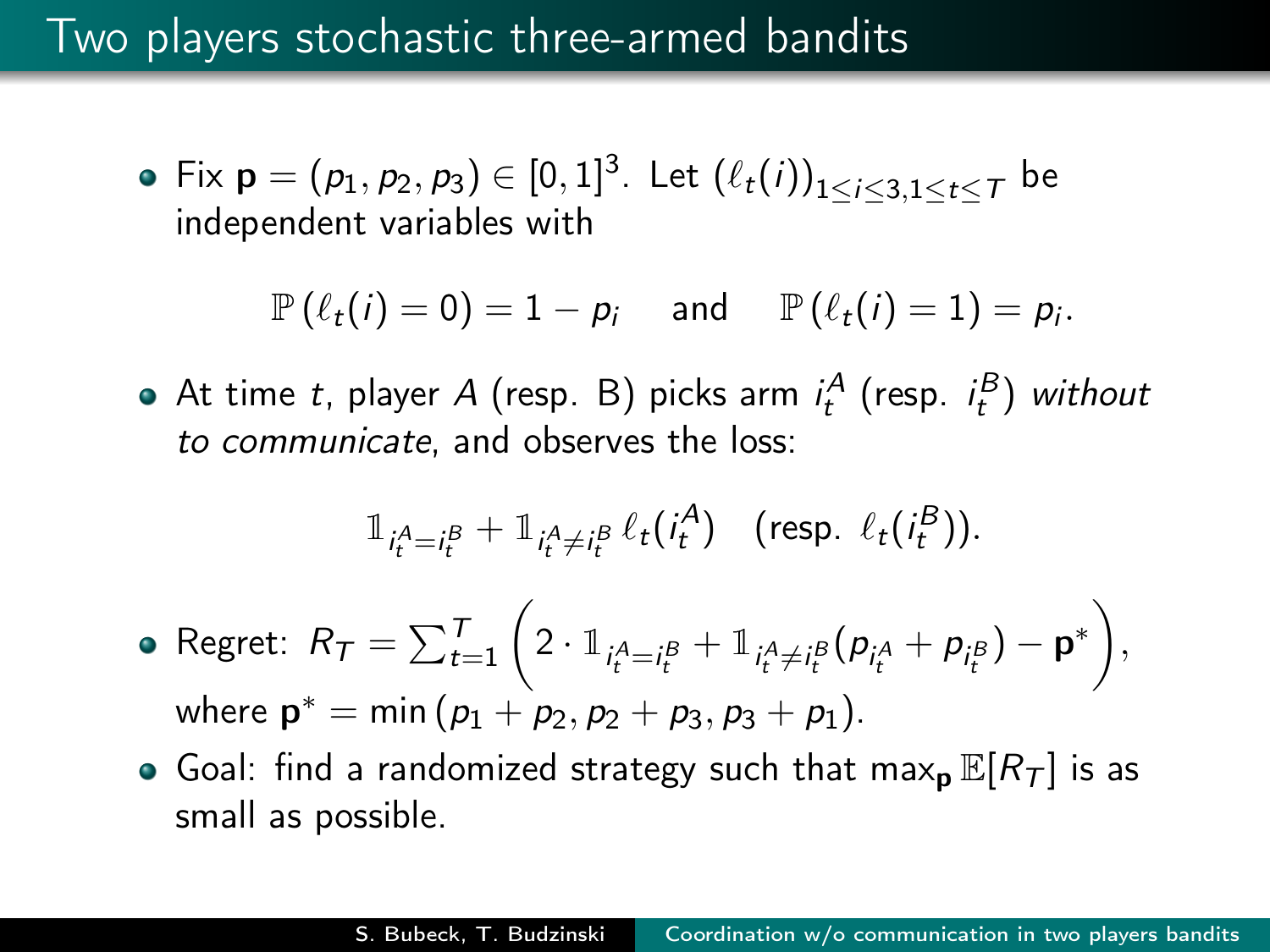# Two players stochastic three-armed bandits

- Fix $\mathbf{p} = (p_1, p_2, p_3) \in [0,1]^3$. Let $(\ell_t(i))_{1 \le i \le 3, 1 \le t \le T}$ be independent variables with

$$\mathbb{P}(\ell_t(i) = 0) = 1 - p_i \quad \text{and} \quad \mathbb{P}(\ell_t(i) = 1) = p_i.$$

- At time $t$, player $A$ (resp. B) picks arm $i_t^A$ (resp. $i_t^B$) *without to communicate*, and observes the loss:

$$\mathbb{1}_{i_t^A = i_t^B} + \mathbb{1}_{i_t^A \neq i_t^B} \, \ell_t(i_t^A) \quad (\text{resp. } \ell_t(i_t^B)).$$

- Regret: $R_T = \sum_{t=1}^{T} \left( 2 \cdot \mathbb{1}_{i_t^A = i_t^B} + \mathbb{1}_{i_t^A \neq i_t^B} (p_{i_t^A} + p_{i_t^B}) - \mathbf{p}^* \right)$, where $\mathbf{p}^* = \min(p_1 + p_2, p_2 + p_3, p_3 + p_1)$.
- Goal: find a randomized strategy such that $\max_{\mathbf{p}} \mathbb{E}[R_T]$ is as small as possible.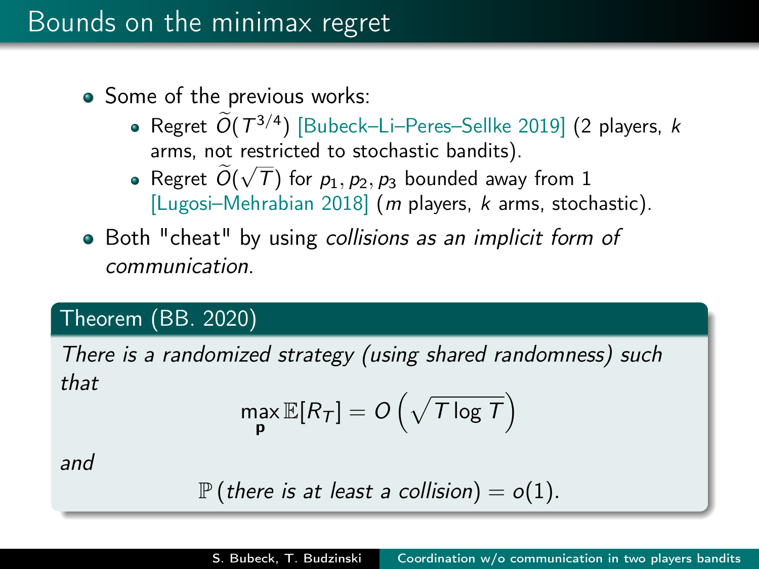# Bounds on the minimax regret

- Some of the previous works:
  - Regret $\widetilde{O}(T^{3/4})$ [Bubeck–Li–Peres–Sellke 2019] (2 players, $k$ arms, not restricted to stochastic bandits).
  - Regret $\widetilde{O}(\sqrt{T})$ for $p_1, p_2, p_3$ bounded away from 1 [Lugosi–Mehrabian 2018] ($m$ players, $k$ arms, stochastic).
- Both "cheat" by using *collisions as an implicit form of communication*.

**Theorem (BB. 2020)**

*There is a randomized strategy (using shared randomness) such that*

$$\max_{\mathbf{p}} \mathbb{E}[R_T] = O\left(\sqrt{T \log T}\right)$$

*and*

$$\mathbb{P}\left(\textit{there is at least a collision}\right) = o(1).$$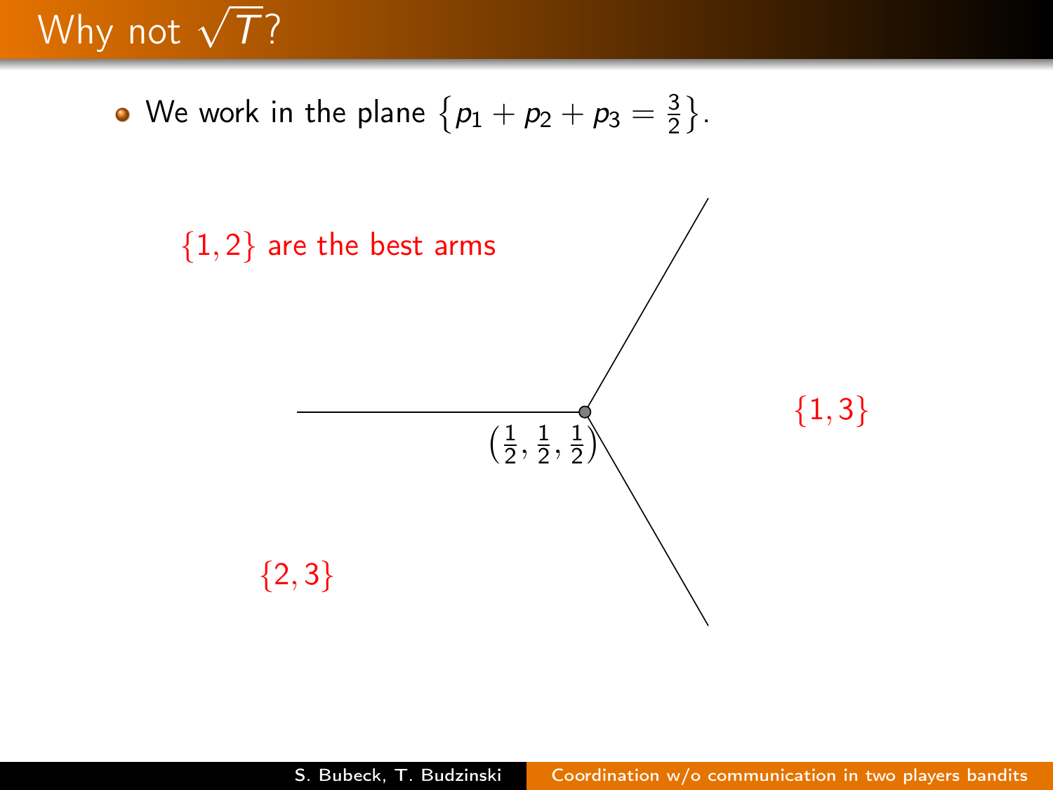# Why not $\sqrt{T}$?

- We work in the plane $\left\{p_1 + p_2 + p_3 = \frac{3}{2}\right\}$.

$\{1, 2\}$ are the best arms

$\{1, 3\}$

$\left(\frac{1}{2}, \frac{1}{2}, \frac{1}{2}\right)$

$\{2, 3\}$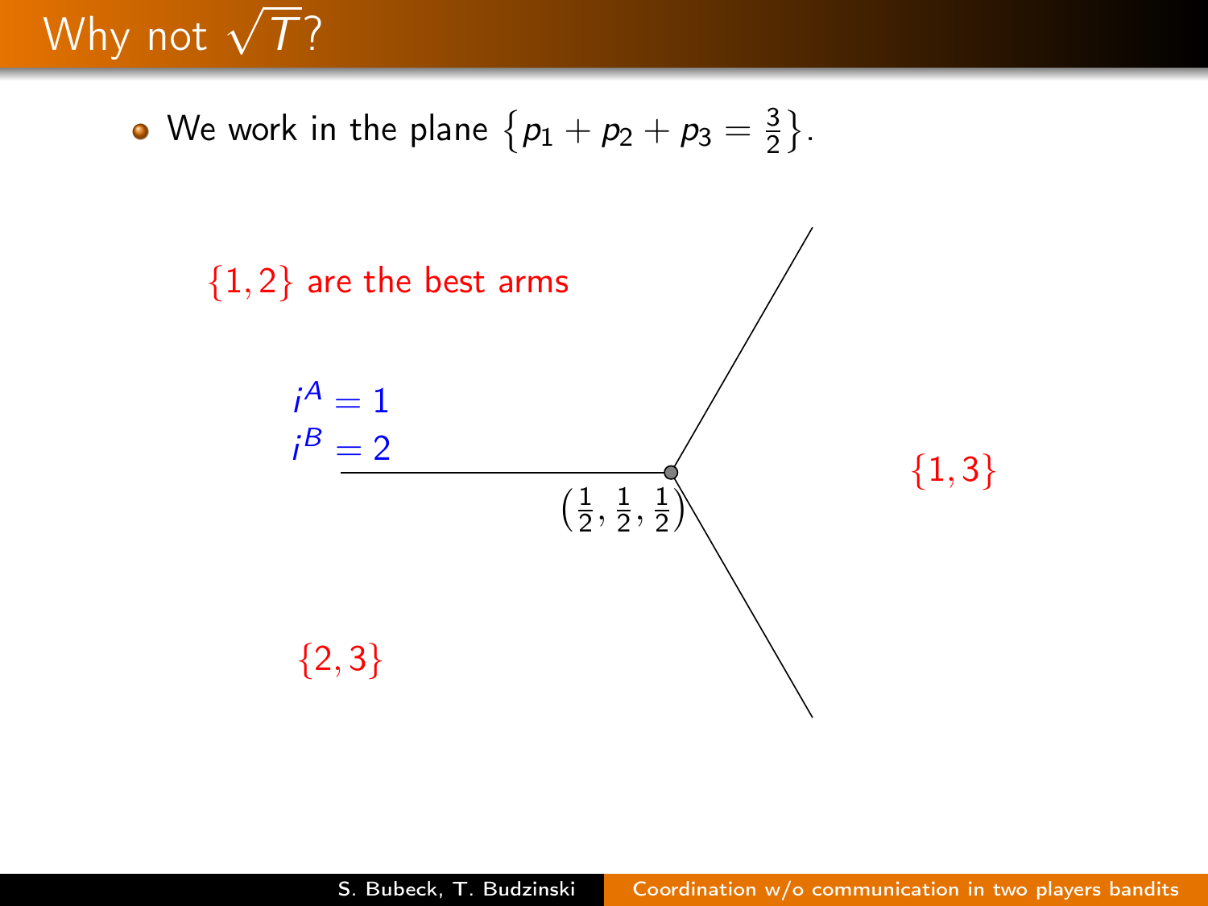# Why not $\sqrt{T}$?

- We work in the plane $\left\{p_1 + p_2 + p_3 = \frac{3}{2}\right\}$.

$\{1, 2\}$ are the best arms

$i^A = 1$

$i^B = 2$

$\left(\frac{1}{2}, \frac{1}{2}, \frac{1}{2}\right)$

$\{1, 3\}$

$\{2, 3\}$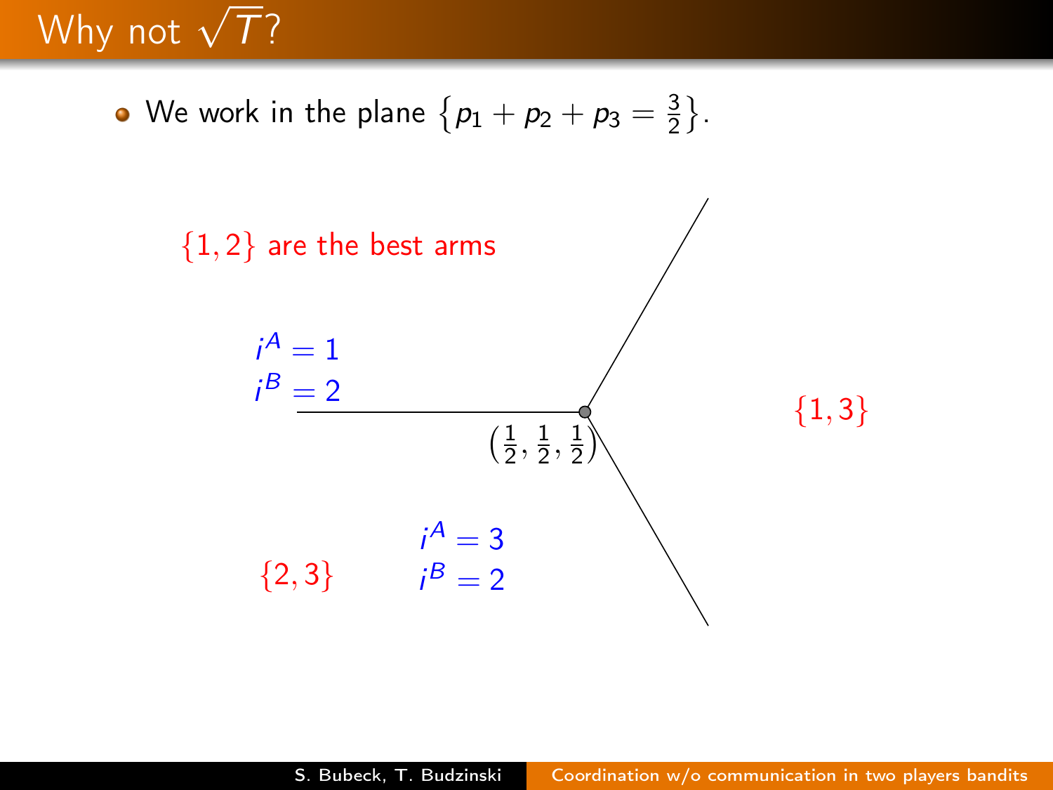# Why not $\sqrt{T}$?

- We work in the plane $\left\{p_1 + p_2 + p_3 = \frac{3}{2}\right\}$.

$\{1, 2\}$ are the best arms

$i^A = 1$
$i^B = 2$

$\left(\frac{1}{2}, \frac{1}{2}, \frac{1}{2}\right)$

$\{1, 3\}$

$\{2, 3\}$

$i^A = 3$
$i^B = 2$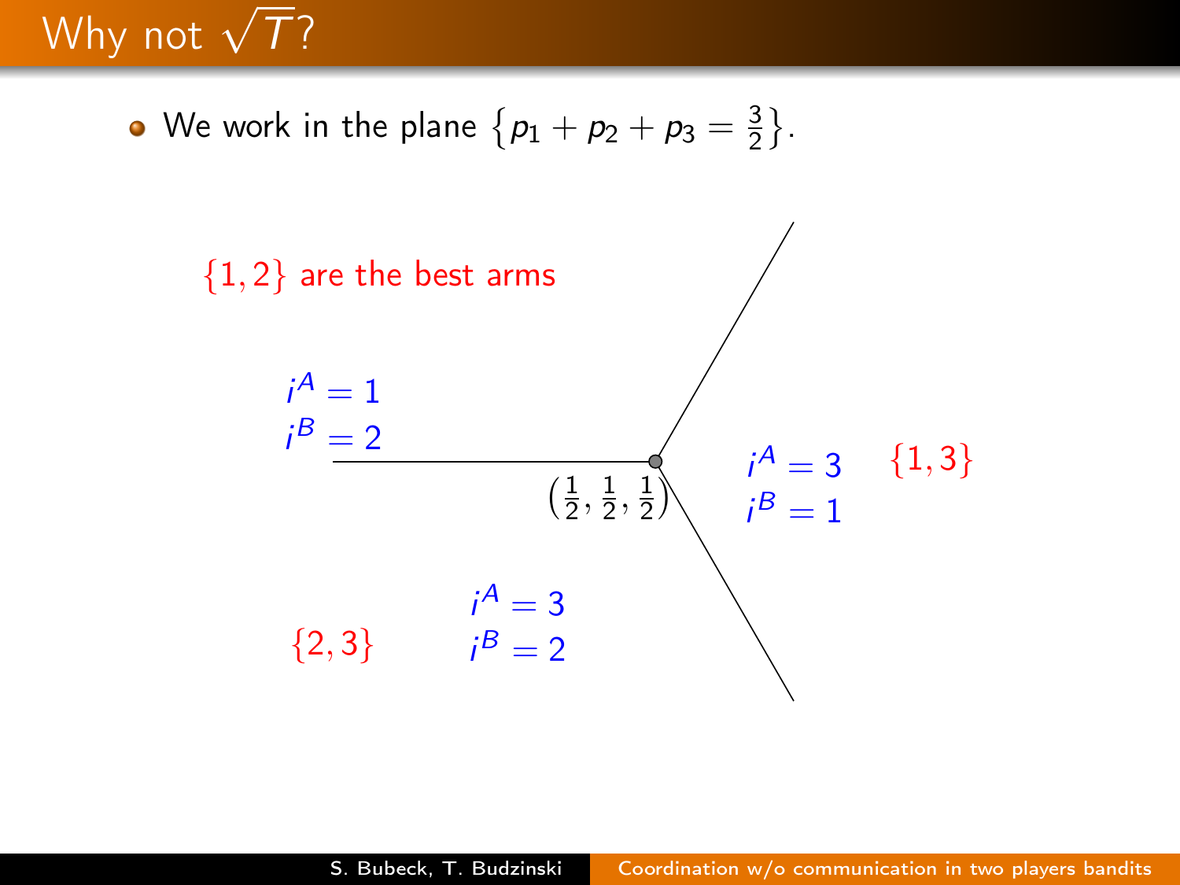# Why not $\sqrt{T}$?

- We work in the plane $\left\{p_1 + p_2 + p_3 = \frac{3}{2}\right\}$.

$\{1,2\}$ are the best arms

$i^A = 1$
$i^B = 2$

$\left(\frac{1}{2}, \frac{1}{2}, \frac{1}{2}\right)$

$i^A = 3$
$i^B = 1$

$\{1,3\}$

$\{2,3\}$

$i^A = 3$
$i^B = 2$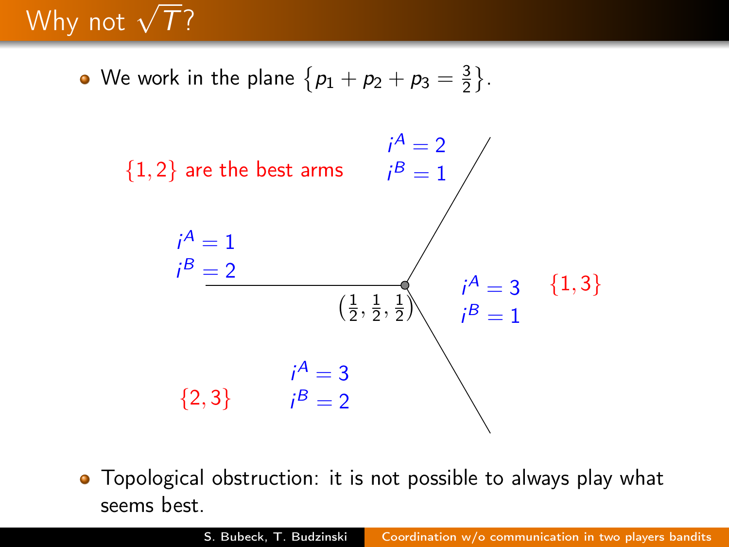# Why not $\sqrt{T}$?

- We work in the plane $\left\{p_1 + p_2 + p_3 = \frac{3}{2}\right\}$.

$\{1,2\}$ are the best arms

$i^A = 2$
$i^B = 1$

$i^A = 1$
$i^B = 2$

$\left(\frac{1}{2}, \frac{1}{2}, \frac{1}{2}\right)$

$i^A = 3$
$i^B = 1$

$\{1,3\}$

$\{2,3\}$

$i^A = 3$
$i^B = 2$

- Topological obstruction: it is not possible to always play what seems best.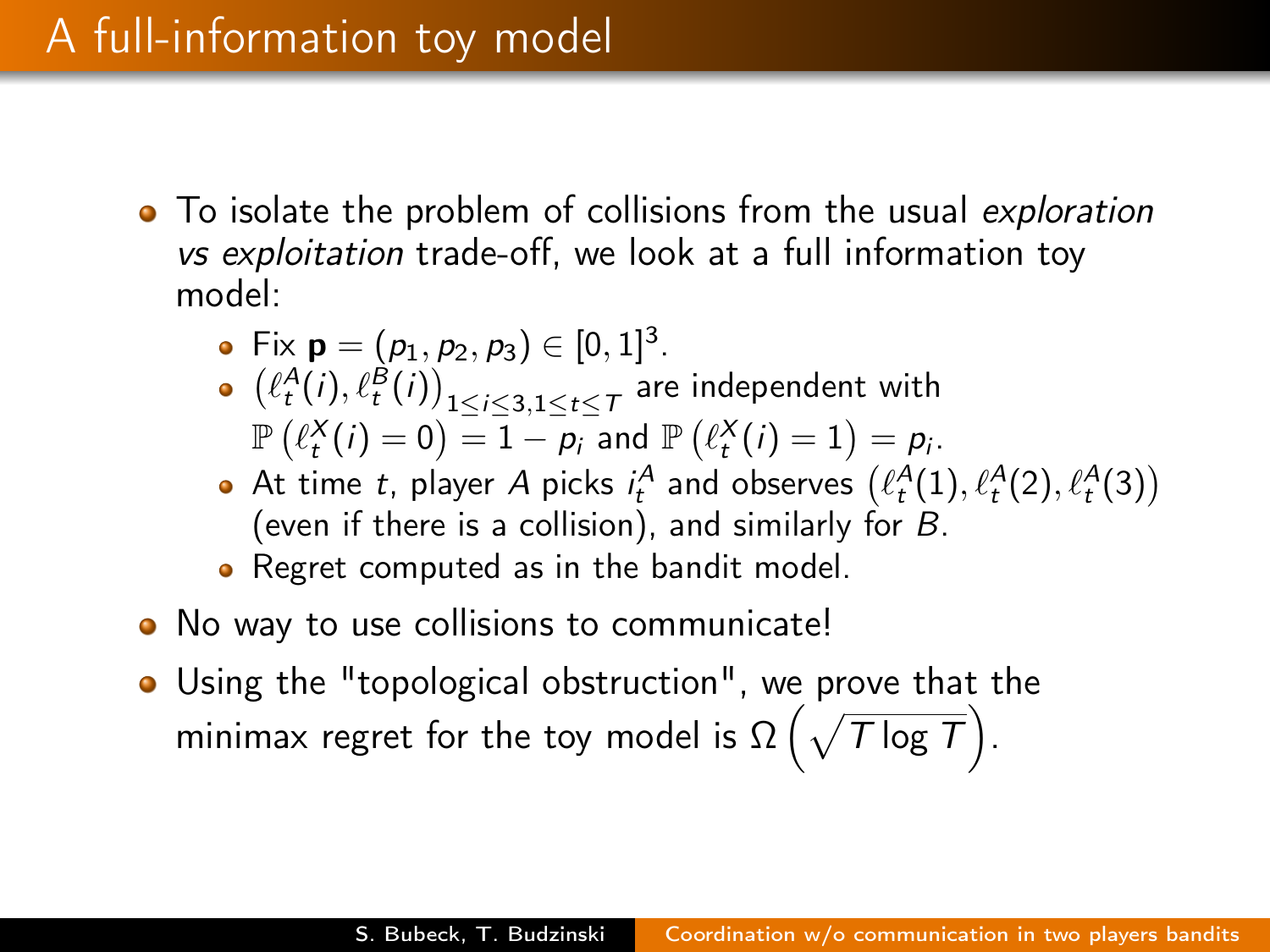# A full-information toy model

- To isolate the problem of collisions from the usual *exploration vs exploitation* trade-off, we look at a full information toy model:
  - Fix $\mathbf{p} = (p_1, p_2, p_3) \in [0,1]^3$.
  - $\left(\ell_t^A(i), \ell_t^B(i)\right)_{1 \leq i \leq 3, 1 \leq t \leq T}$ are independent with $\mathbb{P}\left(\ell_t^X(i) = 0\right) = 1 - p_i$ and $\mathbb{P}\left(\ell_t^X(i) = 1\right) = p_i$.
  - At time $t$, player $A$ picks $i_t^A$ and observes $\left(\ell_t^A(1), \ell_t^A(2), \ell_t^A(3)\right)$ (even if there is a collision), and similarly for $B$.
  - Regret computed as in the bandit model.
- No way to use collisions to communicate!
- Using the "topological obstruction", we prove that the minimax regret for the toy model is $\Omega\left(\sqrt{T \log T}\right)$.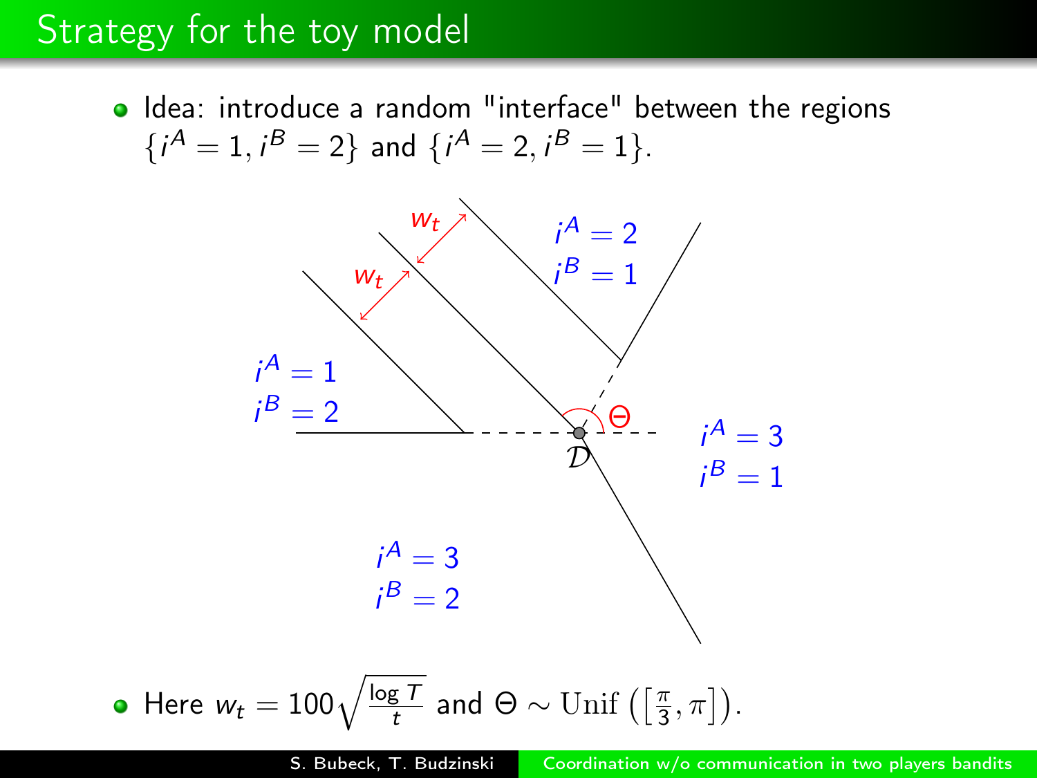# Strategy for the toy model

- Idea: introduce a random "interface" between the regions $\{i^A = 1, i^B = 2\}$ and $\{i^A = 2, i^B = 1\}$.

$w_t$

$w_t$

$i^A = 2$
$i^B = 1$

$i^A = 1$
$i^B = 2$

$\Theta$

$\mathcal{D}$

$i^A = 3$
$i^B = 1$

$i^A = 3$
$i^B = 2$

- Here $w_t = 100\sqrt{\frac{\log T}{t}}$ and $\Theta \sim \mathrm{Unif}\left(\left[\frac{\pi}{3}, \pi\right]\right)$.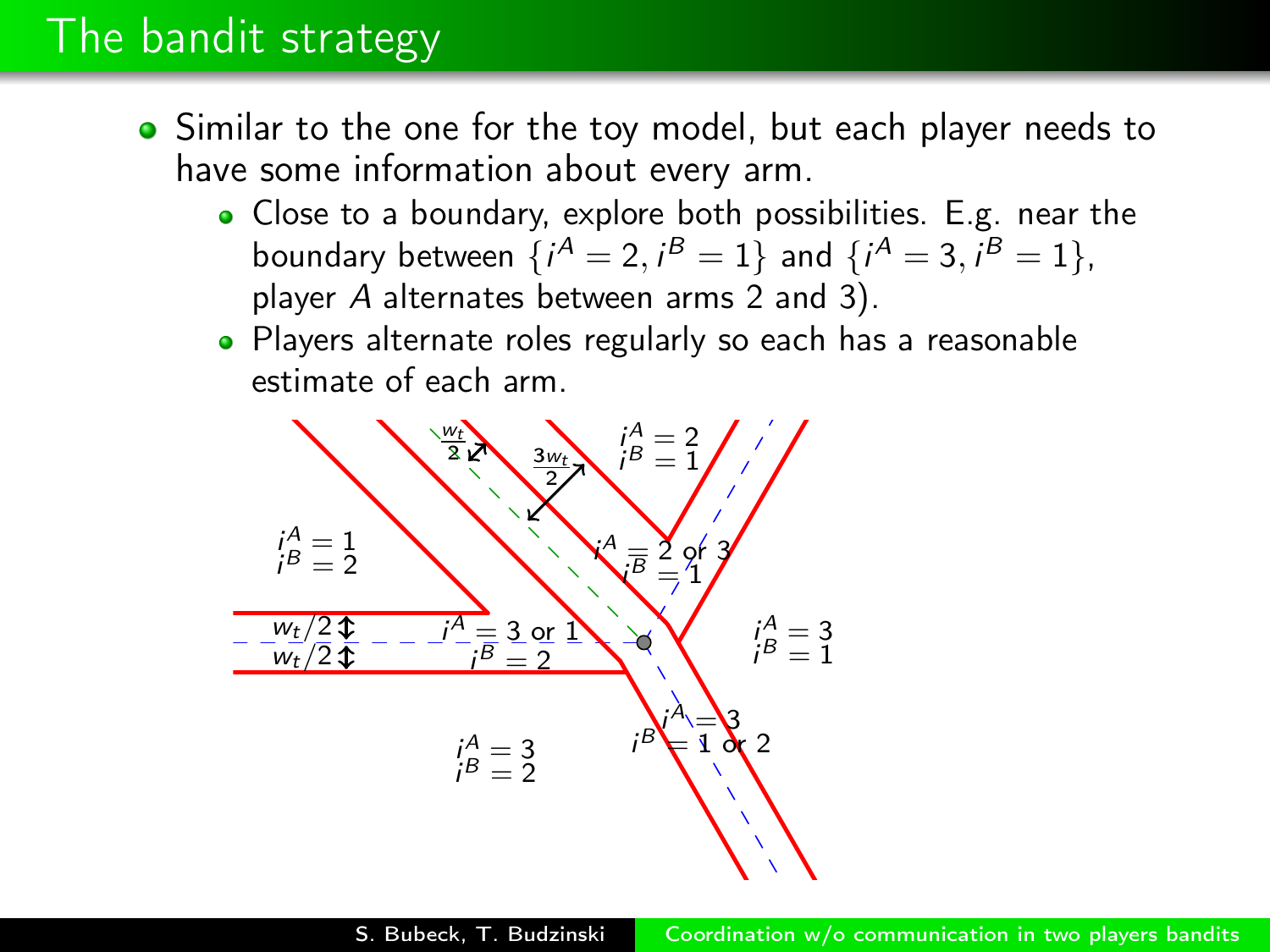# The bandit strategy

- Similar to the one for the toy model, but each player needs to have some information about every arm.
  - Close to a boundary, explore both possibilities. E.g. near the boundary between $\{i^A = 2, i^B = 1\}$ and $\{i^A = 3, i^B = 1\}$, player $A$ alternates between arms 2 and 3).
  - Players alternate roles regularly so each has a reasonable estimate of each arm.

$i^A = 1$, $i^B = 2$

$i^A = 2$, $i^B = 1$

$i^A = 2$ or $3$, $i^B = 1$

$i^A = 3$ or $1$, $i^B = 2$

$i^A = 3$, $i^B = 1$

$i^A = 3$, $i^B = 1$ or $2$

$i^A = 3$, $i^B = 2$

$\frac{w_t}{2}$, $\frac{3w_t}{2}$, $w_t/2$, $w_t/2$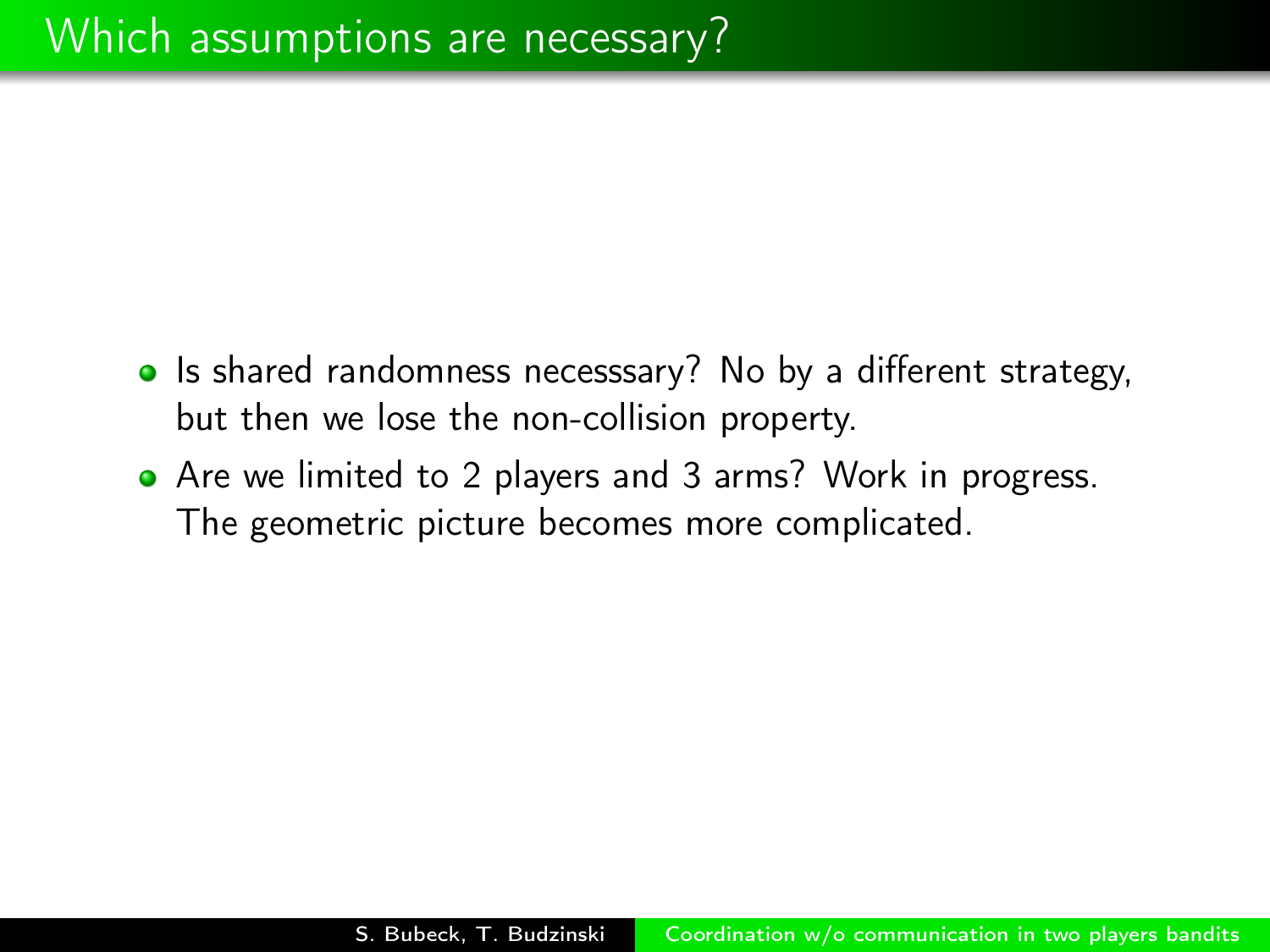# Which assumptions are necessary?

- Is shared randomness necesssary? No by a different strategy, but then we lose the non-collision property.
- Are we limited to 2 players and 3 arms? Work in progress. The geometric picture becomes more complicated.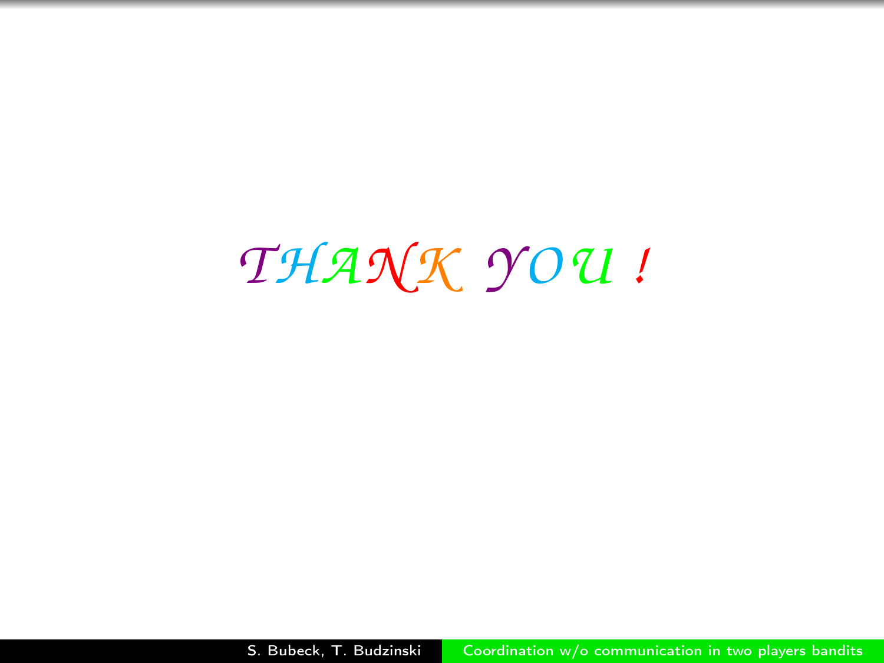*THANK YOU !*